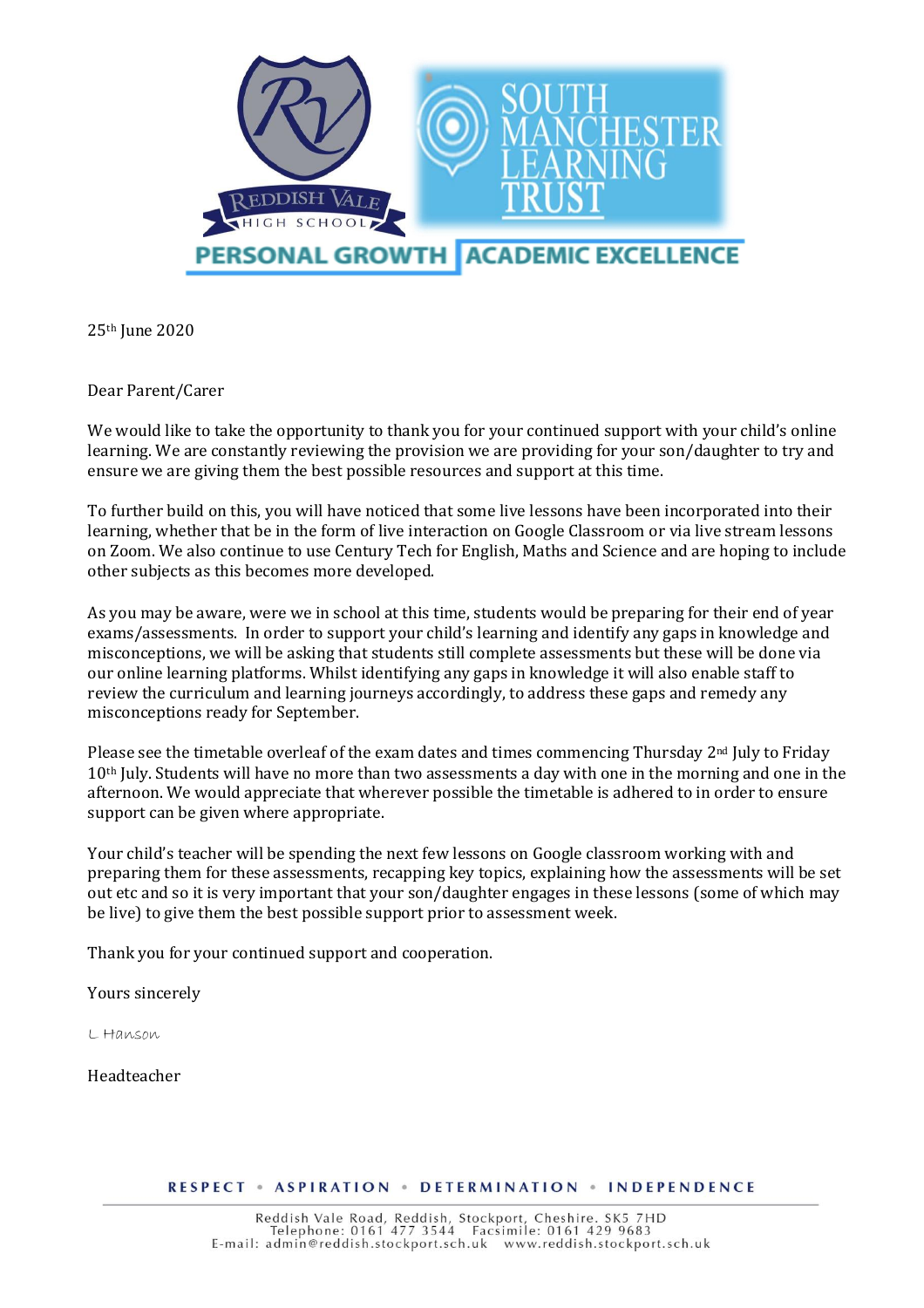25th June 2020

Dear Parent/Carer

We would like to take the opportunity to thank you for your continued support with your child's online learning. We are constantly reviewing the provision we are providing for your son/daughter to try and ensure we are giving them the best possible resources and support at this time.

To further build on this, you will have noticed that some live lessons have been incorporated into their learning, whether that be in the form of live interaction on Google Classroom or via live stream lessons on Zoom. We also continue to use Century Tech for English, Maths and Science and are hoping to include other subjects as this becomes more developed.

As you may be aware, were we in school at this time, students would be preparing for their end of year exams/assessments. In order to support your child's learning and identify any gaps in knowledge and misconceptions, we will be asking that students still complete assessments but these will be done via our online learning platforms. Whilst identifying any gaps in knowledge it will also enable staff to review the curriculum and learning journeys accordingly, to address these gaps and remedy any misconceptions ready for September.

Please see the timetable overleaf of the exam dates and times commencing Thursday 2nd July to Friday 10th July. Students will have no more than two assessments a day with one in the morning and one in the afternoon. We would appreciate that wherever possible the timetable is adhered to in order to ensure support can be given where appropriate.

Your child's teacher will be spending the next few lessons on Google classroom working with and preparing them for these assessments, recapping key topics, explaining how the assessments will be set out etc and so it is very important that your son/daughter engages in these lessons (some of which may be live) to give them the best possible support prior to assessment week.

Thank you for your continued support and cooperation.

Yours sincerely

L Hanson

Headteacher

RESPECT • ASPIRATION • DETERMINATION • INDEPENDENCE

Reddish Vale Road, Reddish, Stockport, Cheshire. SK5 7HD
Telephone: 0161 477 3544 Facsimile: 0161 429 9683
E-mail: admin@reddish.stockport.sch.uk www.reddish.stockport.sch.uk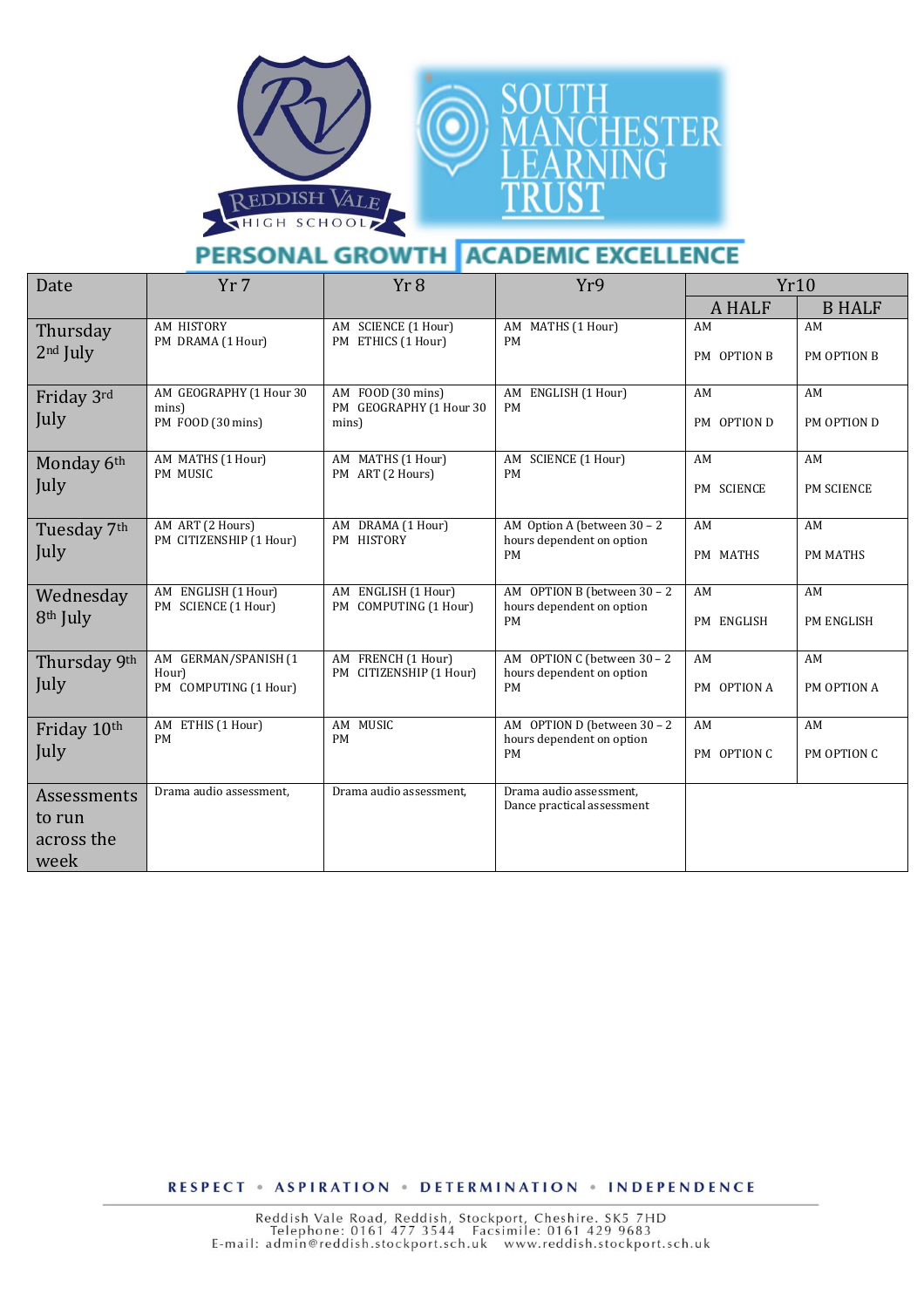PERSONAL GROWTH | ACADEMIC EXCELLENCE

| Date | Yr 7 | Yr 8 | Yr9 | Yr10 | |
|---|---|---|---|---|---|
| | | | | A HALF | B HALF |
| Thursday 2nd July | AM HISTORY<br>PM DRAMA (1 Hour) | AM SCIENCE (1 Hour)<br>PM ETHICS (1 Hour) | AM MATHS (1 Hour)<br>PM | AM<br>PM OPTION B | AM<br>PM OPTION B |
| Friday 3rd July | AM GEOGRAPHY (1 Hour 30 mins)<br>PM FOOD (30 mins) | AM FOOD (30 mins)<br>PM GEOGRAPHY (1 Hour 30 mins) | AM ENGLISH (1 Hour)<br>PM | AM<br>PM OPTION D | AM<br>PM OPTION D |
| Monday 6th July | AM MATHS (1 Hour)<br>PM MUSIC | AM MATHS (1 Hour)<br>PM ART (2 Hours) | AM SCIENCE (1 Hour)<br>PM | AM<br>PM SCIENCE | AM<br>PM SCIENCE |
| Tuesday 7th July | AM ART (2 Hours)<br>PM CITIZENSHIP (1 Hour) | AM DRAMA (1 Hour)<br>PM HISTORY | AM Option A (between 30 – 2 hours dependent on option<br>PM | AM<br>PM MATHS | AM<br>PM MATHS |
| Wednesday 8th July | AM ENGLISH (1 Hour)<br>PM SCIENCE (1 Hour) | AM ENGLISH (1 Hour)<br>PM COMPUTING (1 Hour) | AM OPTION B (between 30 – 2 hours dependent on option<br>PM | AM<br>PM ENGLISH | AM<br>PM ENGLISH |
| Thursday 9th July | AM GERMAN/SPANISH (1 Hour)<br>PM COMPUTING (1 Hour) | AM FRENCH (1 Hour)<br>PM CITIZENSHIP (1 Hour) | AM OPTION C (between 30 – 2 hours dependent on option<br>PM | AM<br>PM OPTION A | AM<br>PM OPTION A |
| Friday 10th July | AM ETHIS (1 Hour)<br>PM | AM MUSIC<br>PM | AM OPTION D (between 30 – 2 hours dependent on option<br>PM | AM<br>PM OPTION C | AM<br>PM OPTION C |
| Assessments to run across the week | Drama audio assessment, | Drama audio assessment, | Drama audio assessment,<br>Dance practical assessment | | |

RESPECT • ASPIRATION • DETERMINATION • INDEPENDENCE

Reddish Vale Road, Reddish, Stockport, Cheshire. SK5 7HD
Telephone: 0161 477 3544 Facsimile: 0161 429 9683
E-mail: admin@reddish.stockport.sch.uk www.reddish.stockport.sch.uk